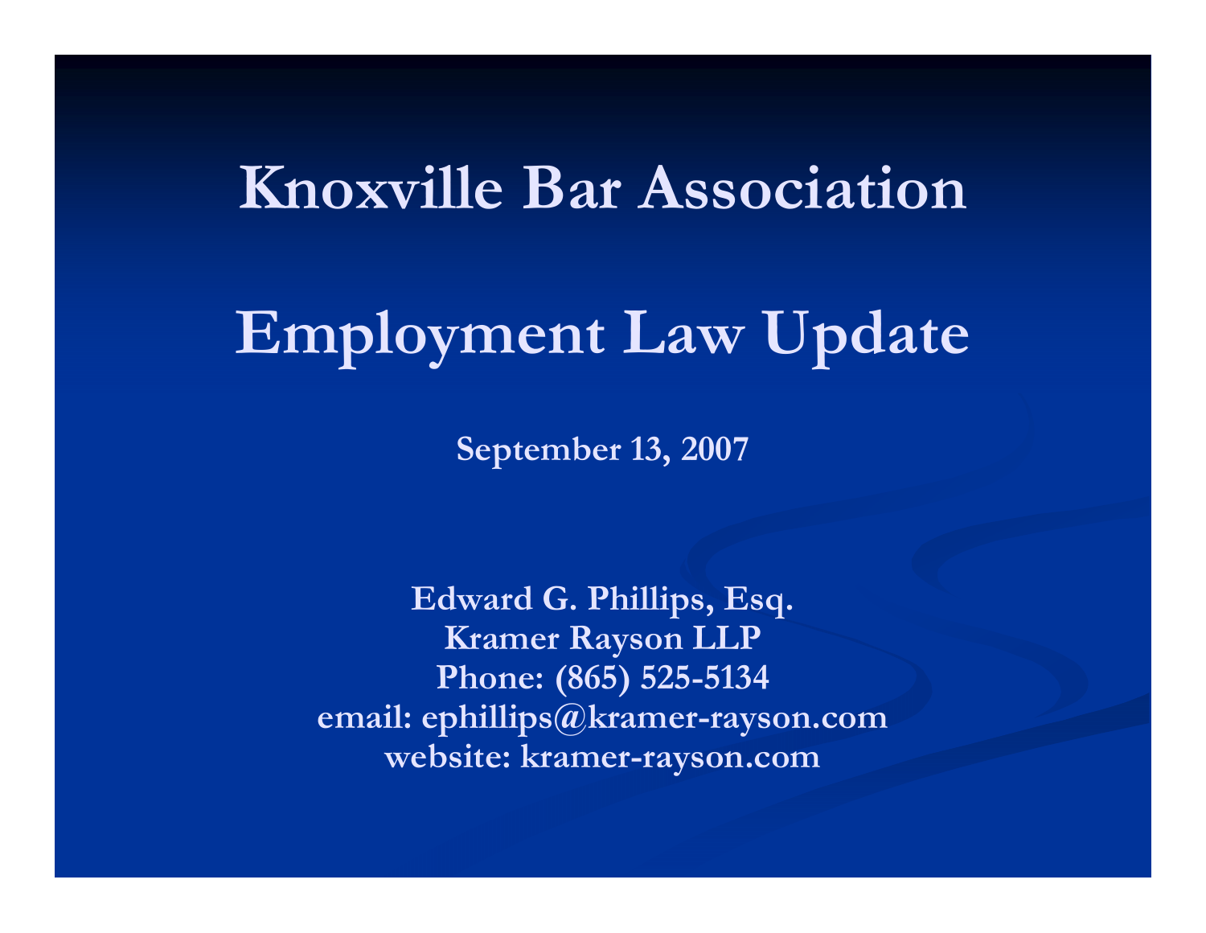# Knoxville Bar Association

# Employment Law Update

**September 13, 2007**

**Edward G. Phillips, Esq.**
**Kramer Rayson LLP**
**Phone: (865) 525-5134**
**email: ephillips@kramer-rayson.com**
**website: kramer-rayson.com**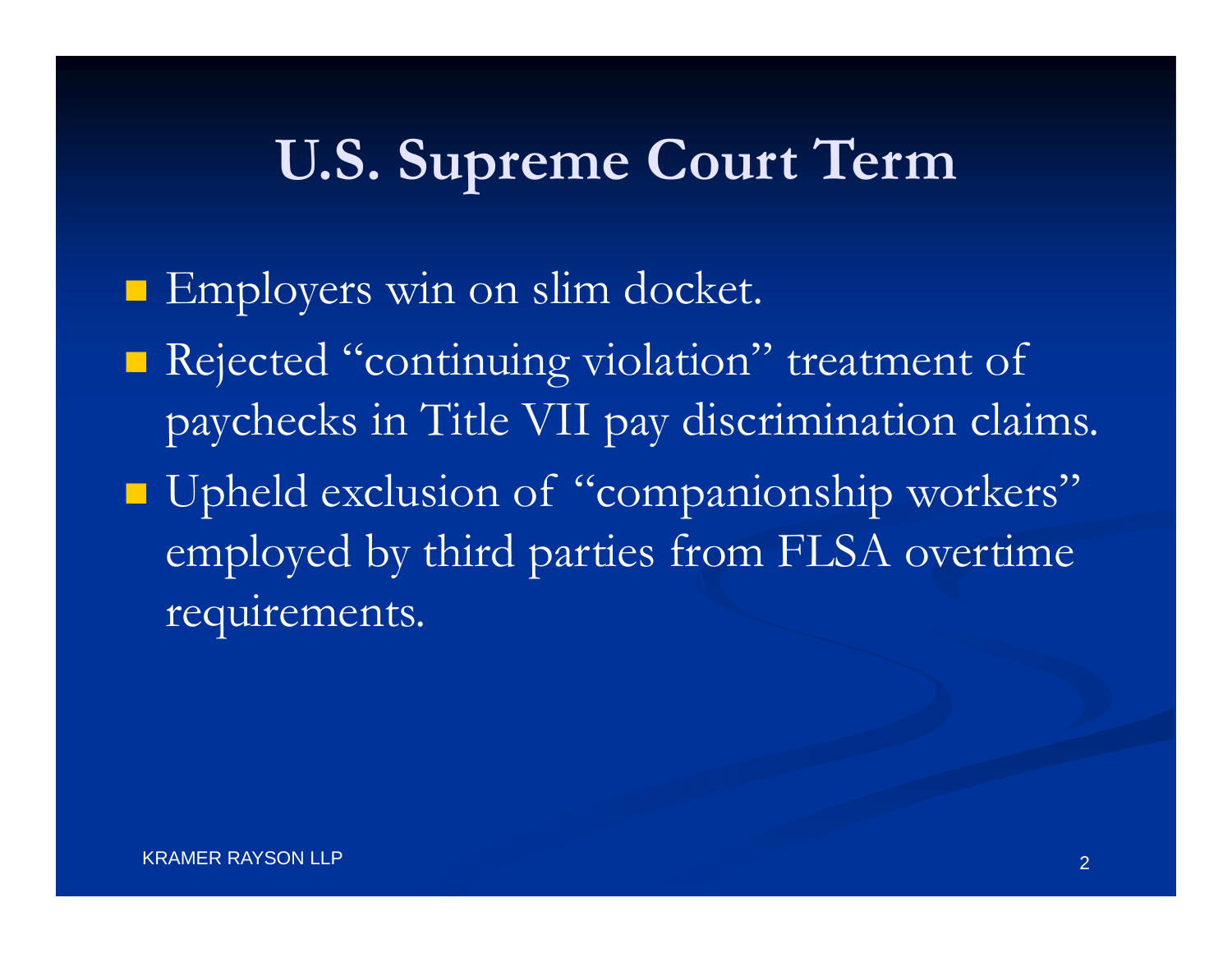# U.S. Supreme Court Term

- Employers win on slim docket.
- Rejected "continuing violation" treatment of paychecks in Title VII pay discrimination claims.
- Upheld exclusion of "companionship workers" employed by third parties from FLSA overtime requirements.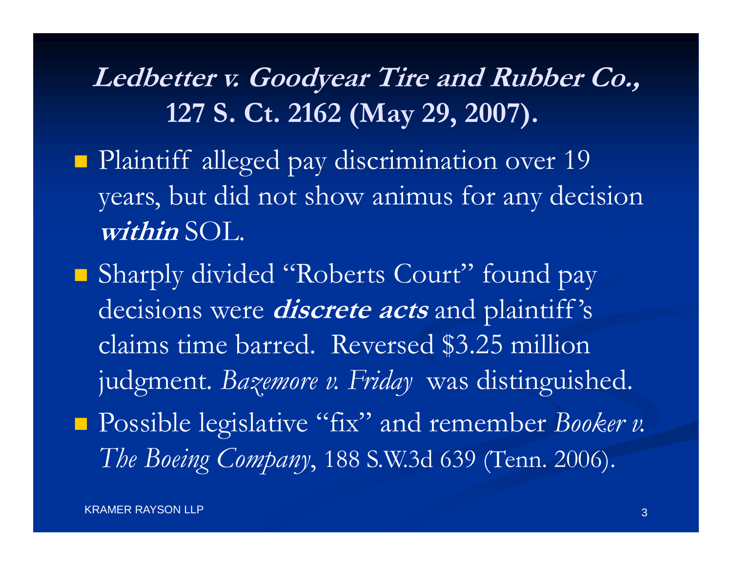## ***Ledbetter v. Goodyear Tire and Rubber Co.,*** **127 S. Ct. 2162 (May 29, 2007).**

- Plaintiff alleged pay discrimination over 19 years, but did not show animus for any decision ***within*** SOL.
- Sharply divided "Roberts Court" found pay decisions were ***discrete acts*** and plaintiff's claims time barred. Reversed $3.25 million judgment. *Bazemore v. Friday* was distinguished.
- Possible legislative "fix" and remember *Booker v. The Boeing Company*, 188 S.W.3d 639 (Tenn. 2006).

KRAMER RAYSON LLP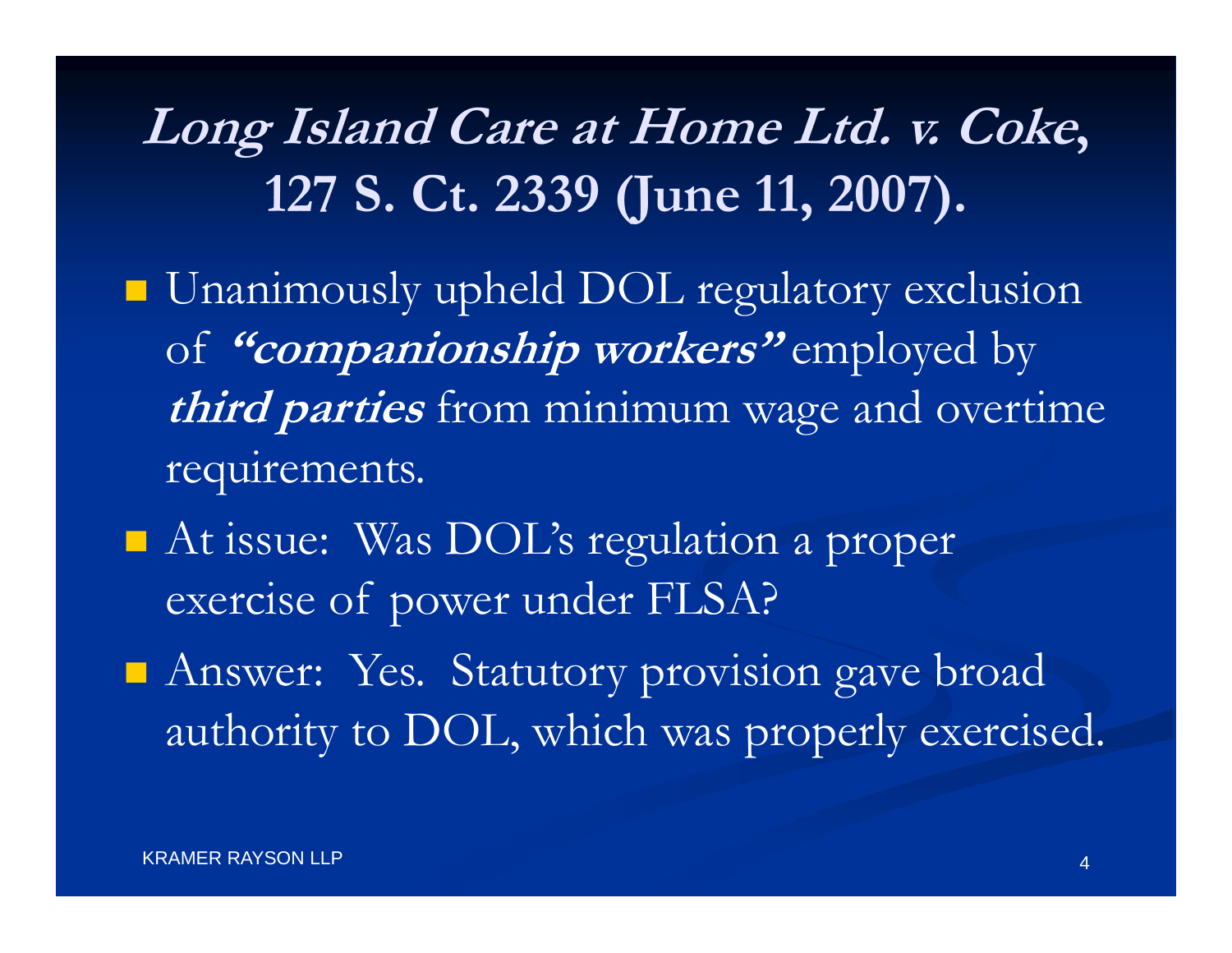# ***Long Island Care at Home Ltd. v. Coke*, 127 S. Ct. 2339 (June 11, 2007).**

- Unanimously upheld DOL regulatory exclusion of ***"companionship workers"*** employed by ***third parties*** from minimum wage and overtime requirements.
- At issue: Was DOL's regulation a proper exercise of power under FLSA?
- Answer: Yes. Statutory provision gave broad authority to DOL, which was properly exercised.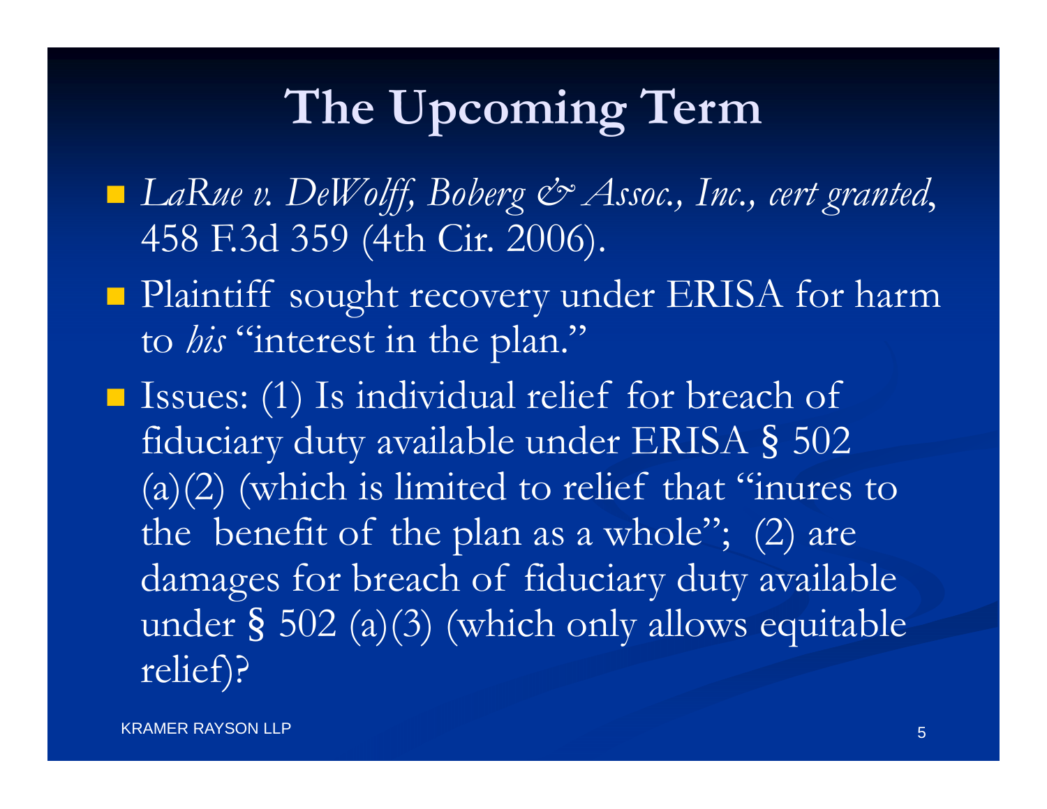# The Upcoming Term

- *LaRue v. DeWolff, Boberg & Assoc., Inc., cert granted*, 458 F.3d 359 (4th Cir. 2006).
- Plaintiff sought recovery under ERISA for harm to *his* "interest in the plan."
- Issues: (1) Is individual relief for breach of fiduciary duty available under ERISA § 502 (a)(2) (which is limited to relief that "inures to the benefit of the plan as a whole"; (2) are damages for breach of fiduciary duty available under § 502 (a)(3) (which only allows equitable relief)?

KRAMER RAYSON LLP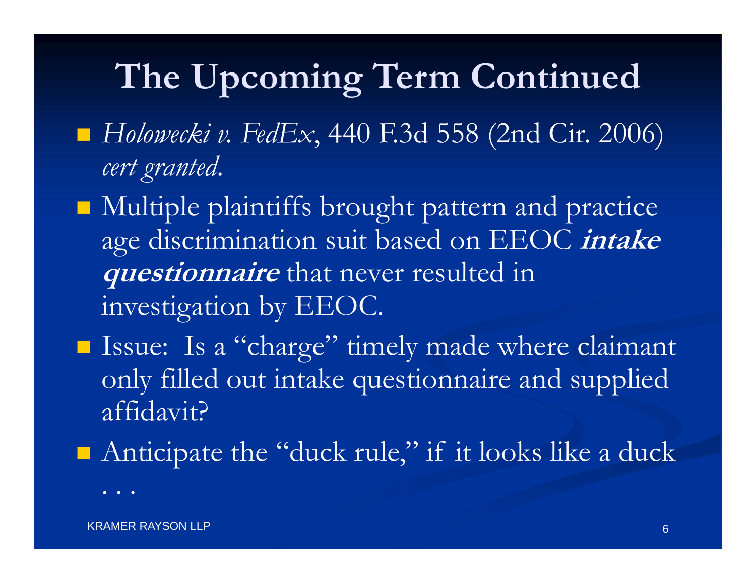# The Upcoming Term Continued

- *Holowecki v. FedEx*, 440 F.3d 558 (2nd Cir. 2006) *cert granted*.
- Multiple plaintiffs brought pattern and practice age discrimination suit based on EEOC ***intake questionnaire*** that never resulted in investigation by EEOC.
- Issue: Is a "charge" timely made where claimant only filled out intake questionnaire and supplied affidavit?
- Anticipate the "duck rule," if it looks like a duck . . .

KRAMER RAYSON LLP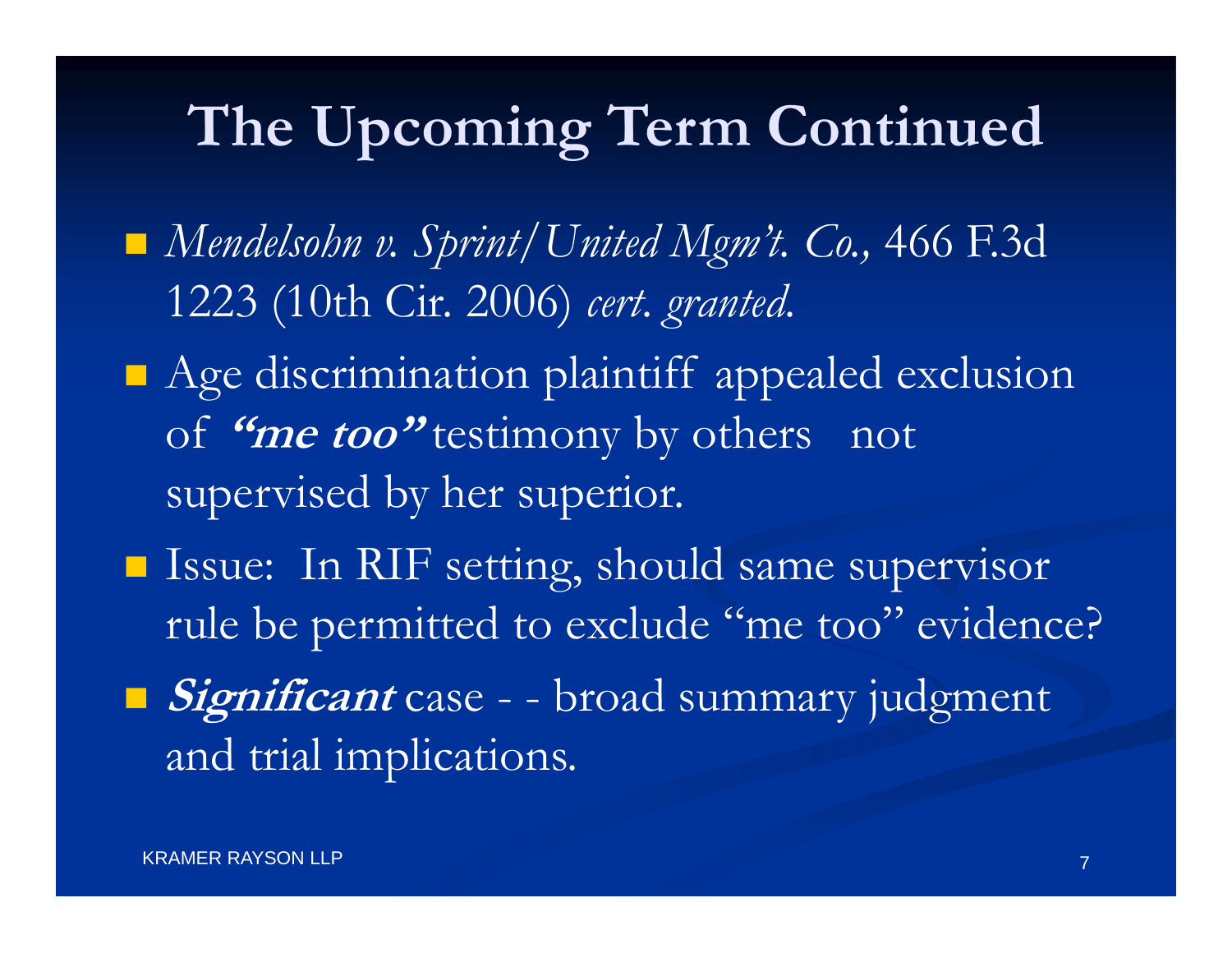# The Upcoming Term Continued

- *Mendelsohn v. Sprint/United Mgm't. Co.,* 466 F.3d 1223 (10th Cir. 2006) *cert. granted.*
- Age discrimination plaintiff appealed exclusion of ***"me too"*** testimony by others not supervised by her superior.
- Issue: In RIF setting, should same supervisor rule be permitted to exclude "me too" evidence?
- ***Significant*** case - - broad summary judgment and trial implications.

KRAMER RAYSON LLP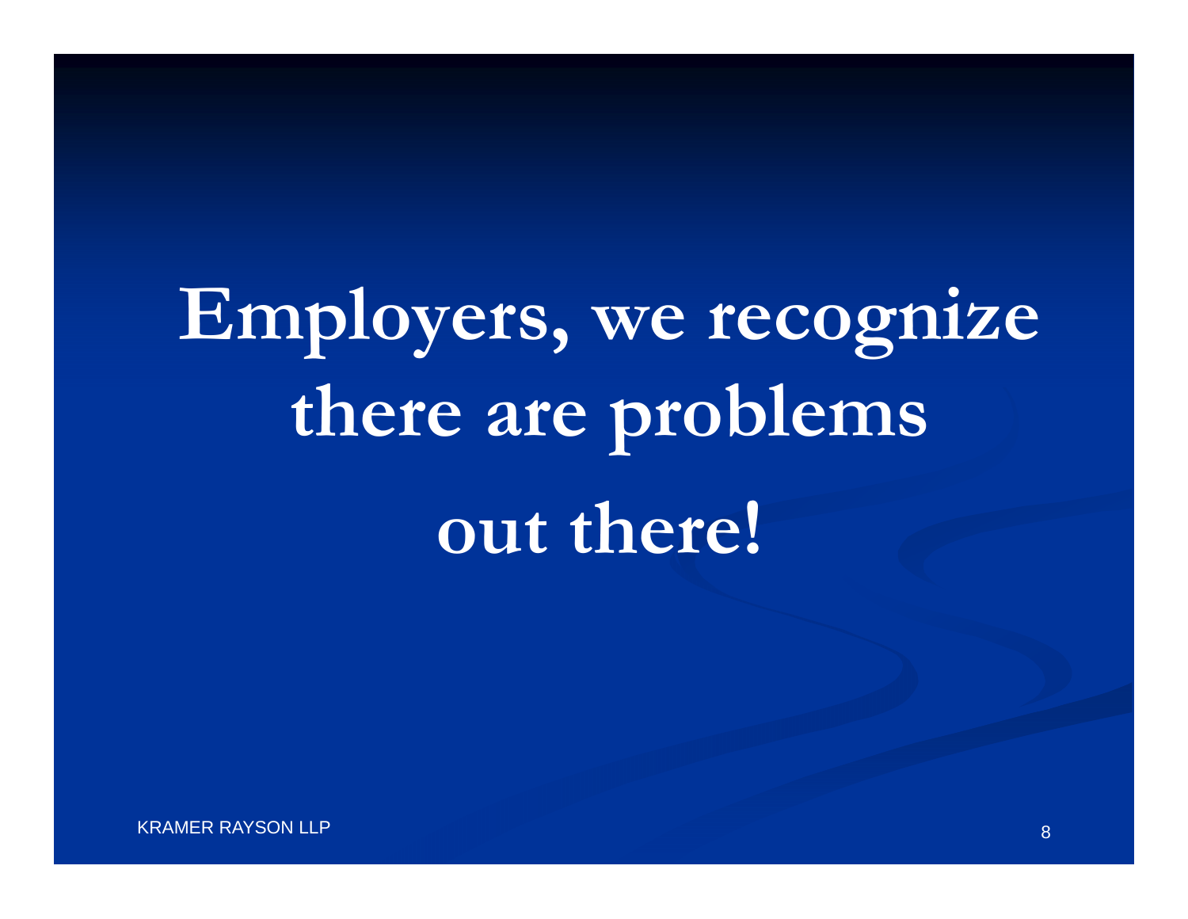# Employers, we recognize there are problems out there!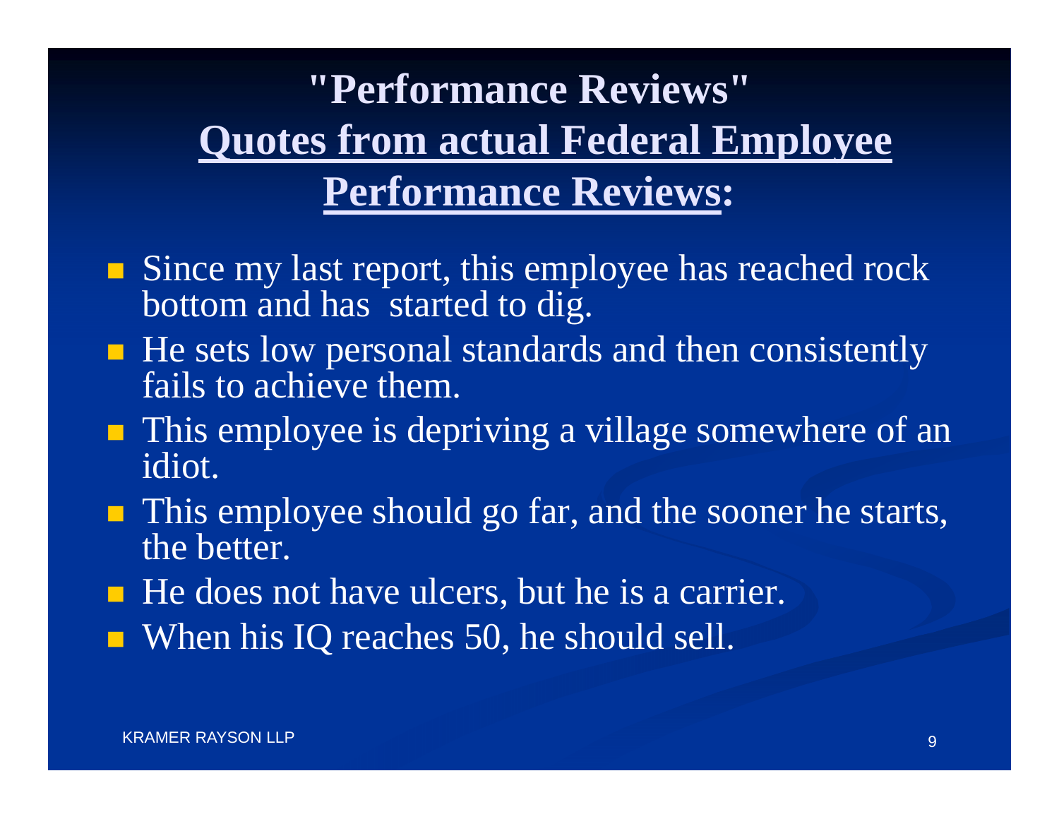# "Performance Reviews" Quotes from actual Federal Employee Performance Reviews:

- Since my last report, this employee has reached rock bottom and has started to dig.
- He sets low personal standards and then consistently fails to achieve them.
- This employee is depriving a village somewhere of an idiot.
- This employee should go far, and the sooner he starts, the better.
- He does not have ulcers, but he is a carrier.
- When his IQ reaches 50, he should sell.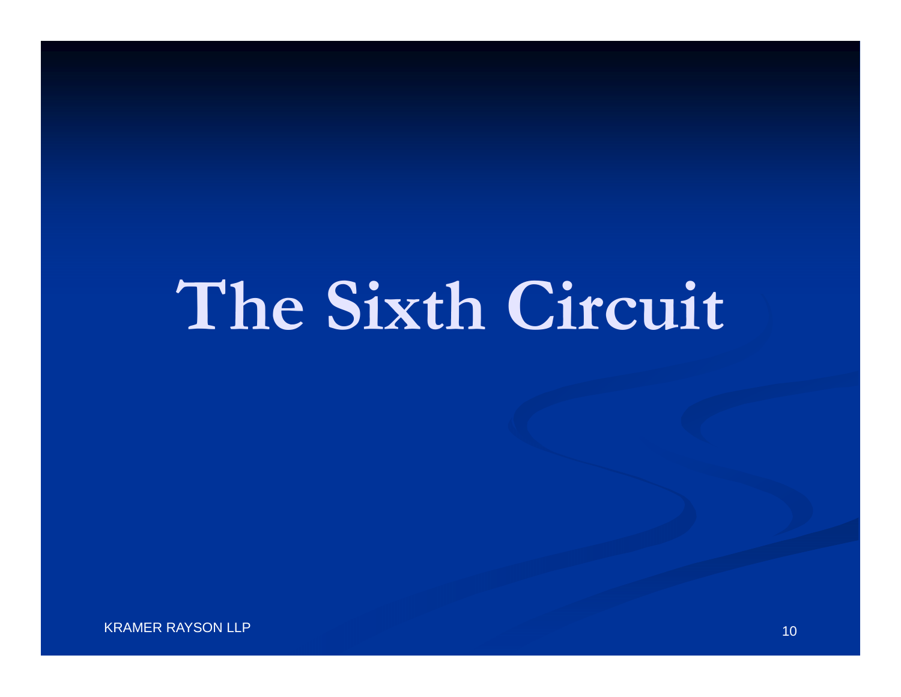# The Sixth Circuit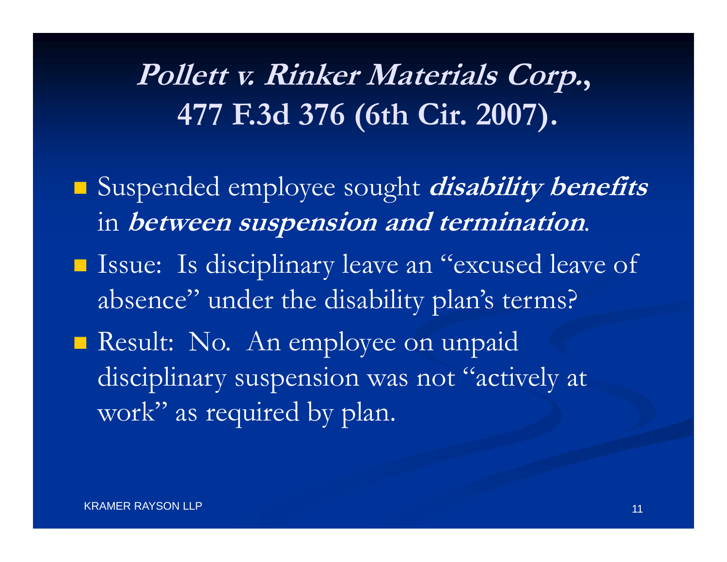# *Pollett v. Rinker Materials Corp.*, 477 F.3d 376 (6th Cir. 2007).

- Suspended employee sought ***disability benefits*** in ***between suspension and termination***.
- Issue: Is disciplinary leave an "excused leave of absence" under the disability plan's terms?
- Result: No. An employee on unpaid disciplinary suspension was not "actively at work" as required by plan.

KRAMER RAYSON LLP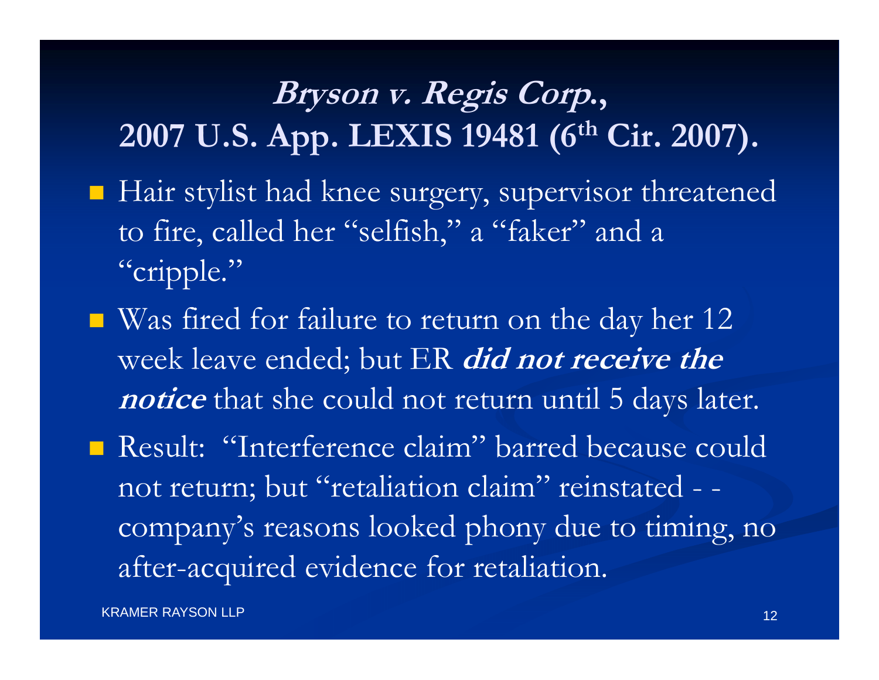## *Bryson v. Regis Corp.*, 2007 U.S. App. LEXIS 19481 (6th Cir. 2007).

- Hair stylist had knee surgery, supervisor threatened to fire, called her "selfish," a "faker" and a "cripple."
- Was fired for failure to return on the day her 12 week leave ended; but ER ***did not receive the notice*** that she could not return until 5 days later.
- Result: "Interference claim" barred because could not return; but "retaliation claim" reinstated - - company's reasons looked phony due to timing, no after-acquired evidence for retaliation.

KRAMER RAYSON LLP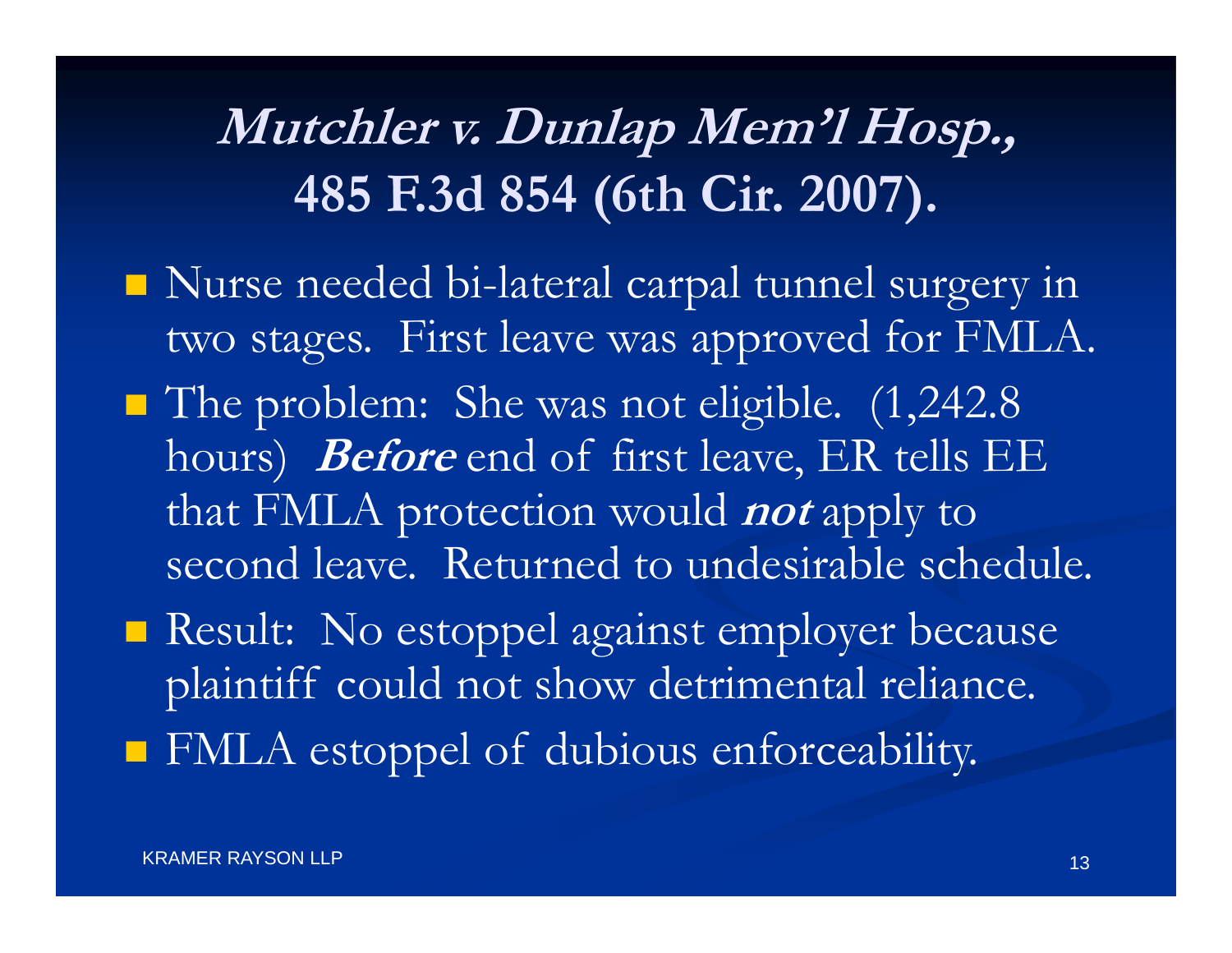# *Mutchler v. Dunlap Mem'l Hosp.*, 485 F.3d 854 (6th Cir. 2007).

- Nurse needed bi-lateral carpal tunnel surgery in two stages. First leave was approved for FMLA.
- The problem: She was not eligible. (1,242.8 hours) ***Before*** end of first leave, ER tells EE that FMLA protection would ***not*** apply to second leave. Returned to undesirable schedule.
- Result: No estoppel against employer because plaintiff could not show detrimental reliance.
- FMLA estoppel of dubious enforceability.

KRAMER RAYSON LLP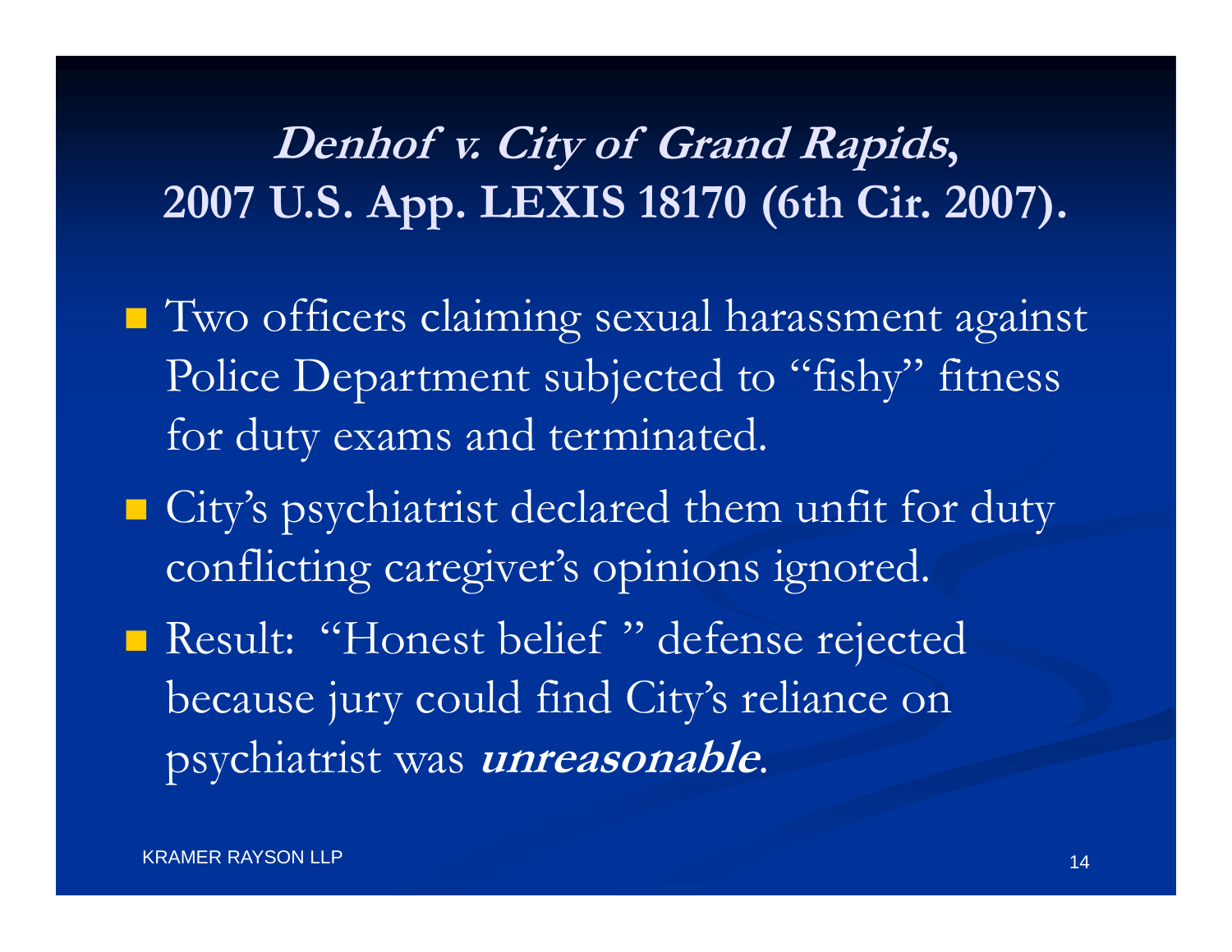## ***Denhof v. City of Grand Rapids*, 2007 U.S. App. LEXIS 18170 (6th Cir. 2007).**

- Two officers claiming sexual harassment against Police Department subjected to "fishy" fitness for duty exams and terminated.
- City's psychiatrist declared them unfit for duty conflicting caregiver's opinions ignored.
- Result: "Honest belief " defense rejected because jury could find City's reliance on psychiatrist was ***unreasonable***.

KRAMER RAYSON LLP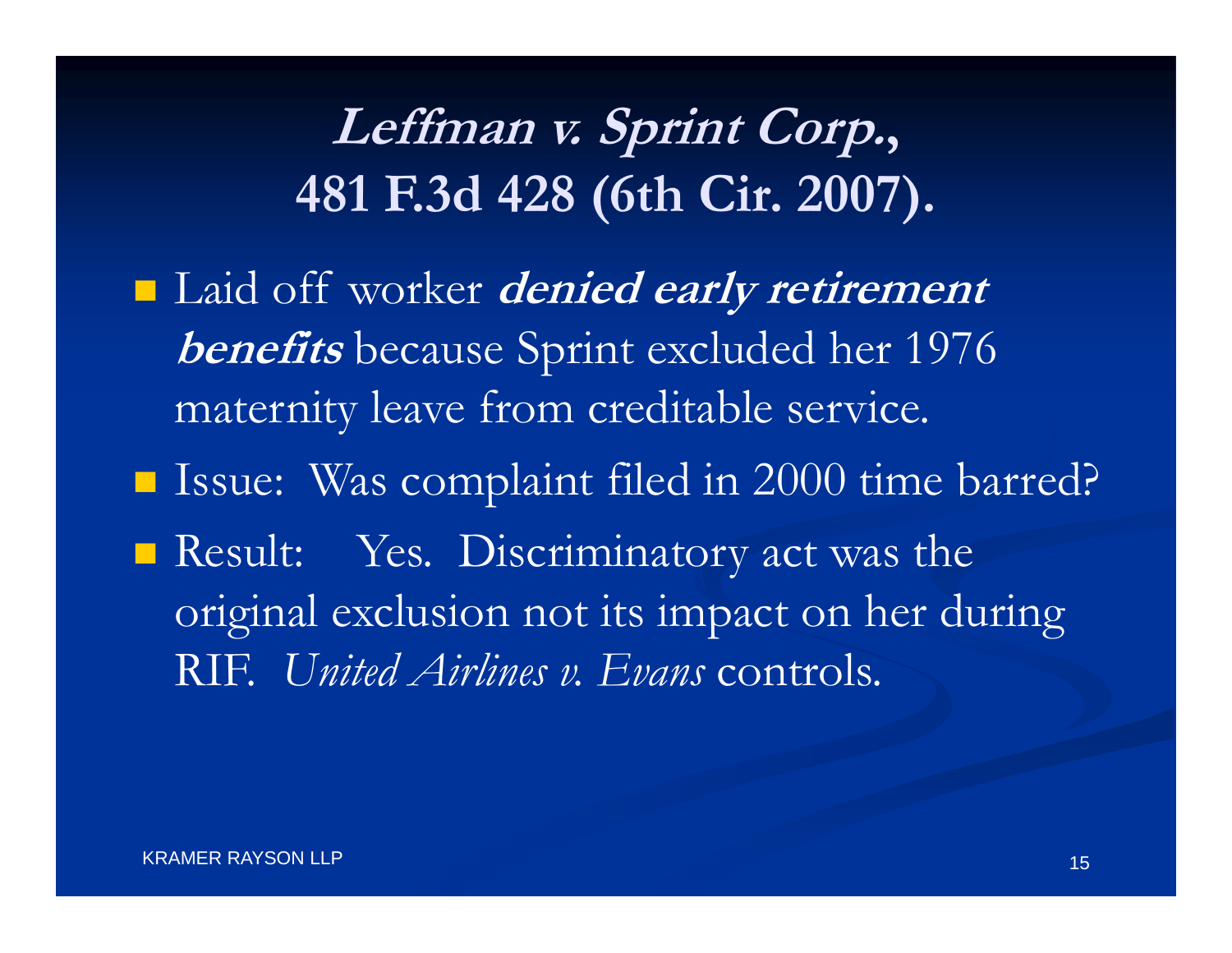# *Leffman v. Sprint Corp.*, 481 F.3d 428 (6th Cir. 2007).

- Laid off worker ***denied early retirement benefits*** because Sprint excluded her 1976 maternity leave from creditable service.
- Issue: Was complaint filed in 2000 time barred?
- Result: Yes. Discriminatory act was the original exclusion not its impact on her during RIF. *United Airlines v. Evans* controls.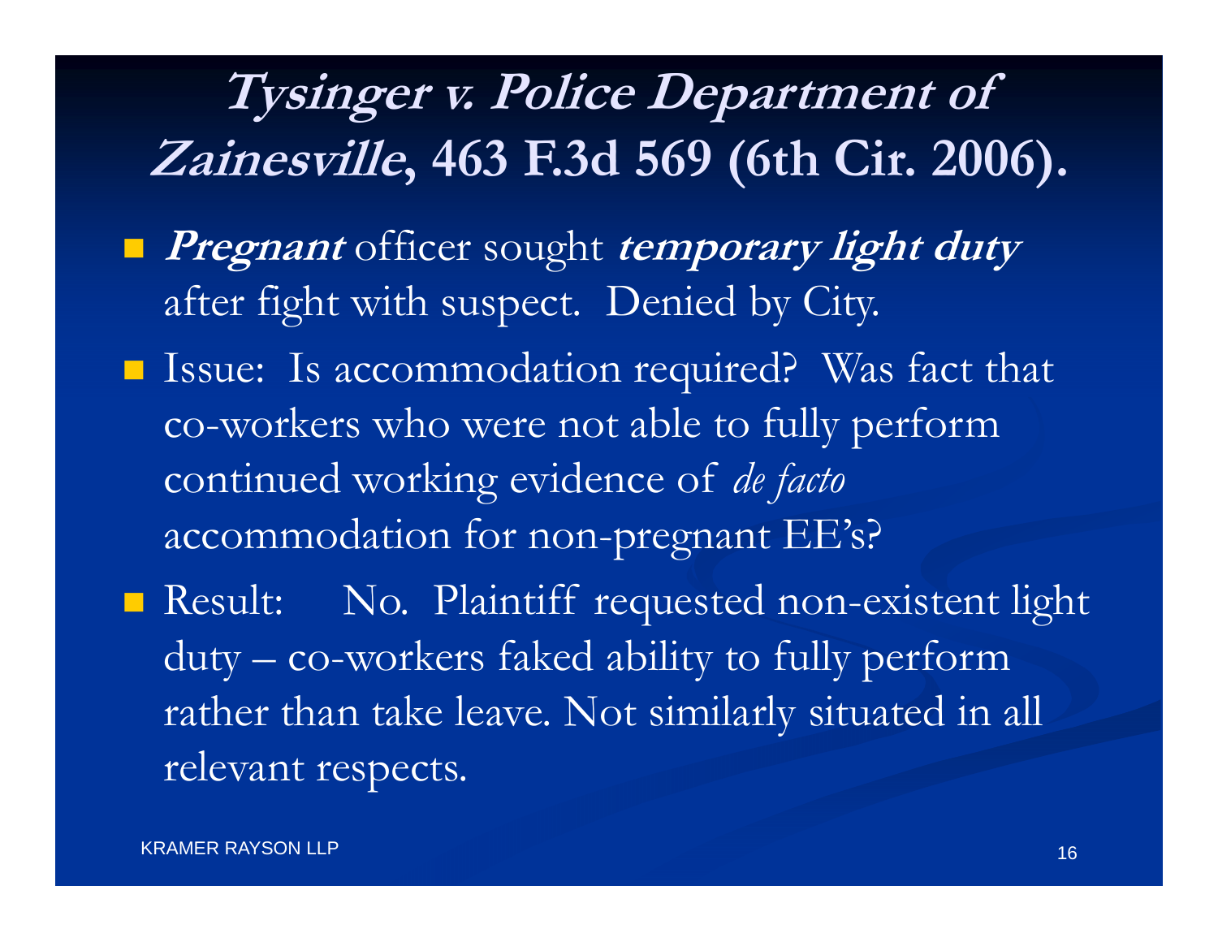# *Tysinger v. Police Department of Zainesville*, 463 F.3d 569 (6th Cir. 2006).

- ***Pregnant*** officer sought ***temporary light duty*** after fight with suspect. Denied by City.
- Issue: Is accommodation required? Was fact that co-workers who were not able to fully perform continued working evidence of *de facto* accommodation for non-pregnant EE's?
- Result: No. Plaintiff requested non-existent light duty – co-workers faked ability to fully perform rather than take leave. Not similarly situated in all relevant respects.

KRAMER RAYSON LLP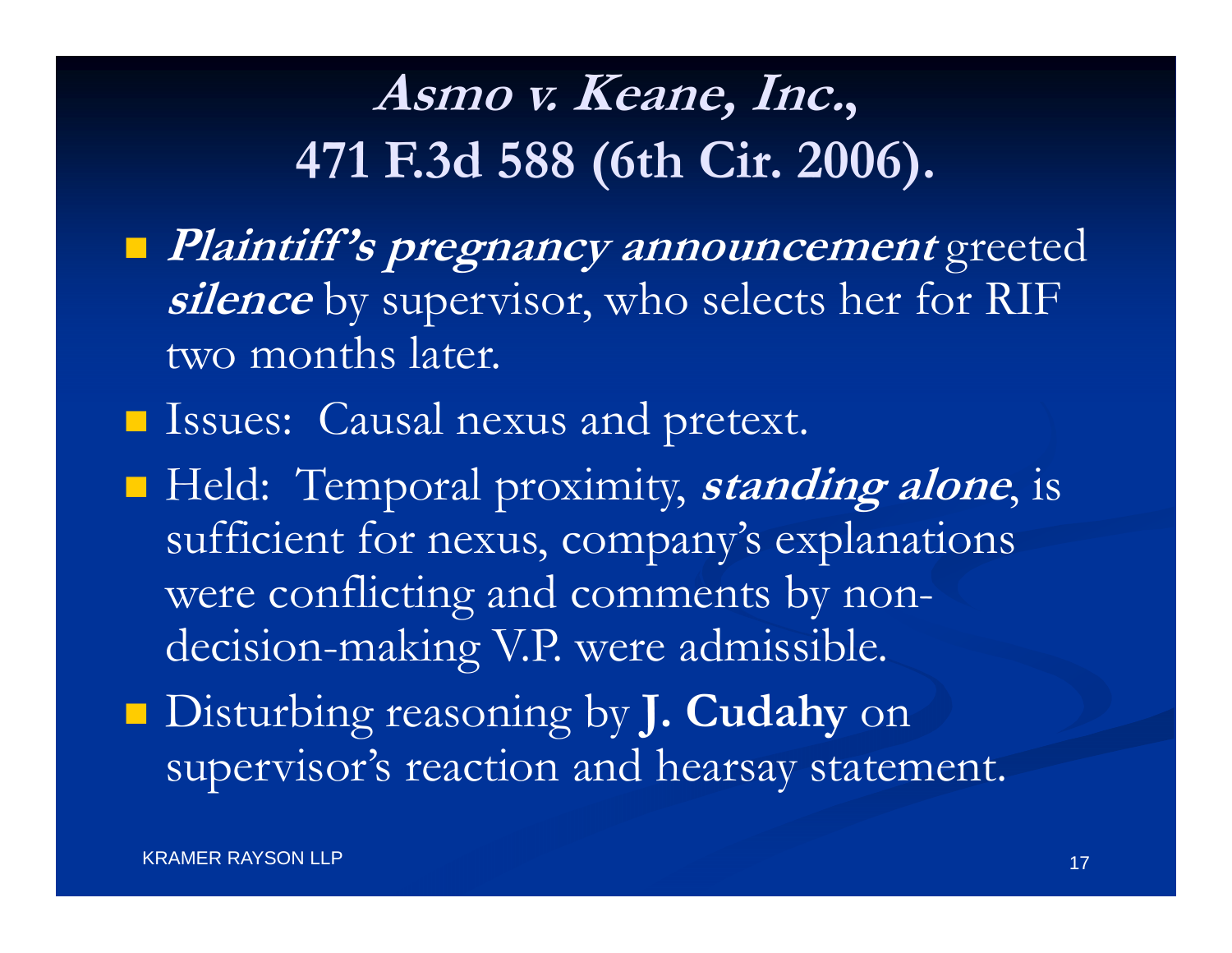# *Asmo v. Keane, Inc.*, 471 F.3d 588 (6th Cir. 2006).

- ***Plaintiff's pregnancy announcement*** greeted ***silence*** by supervisor, who selects her for RIF two months later.
- Issues: Causal nexus and pretext.
- Held: Temporal proximity, ***standing alone***, is sufficient for nexus, company's explanations were conflicting and comments by non-decision-making V.P. were admissible.
- Disturbing reasoning by **J. Cudahy** on supervisor's reaction and hearsay statement.

KRAMER RAYSON LLP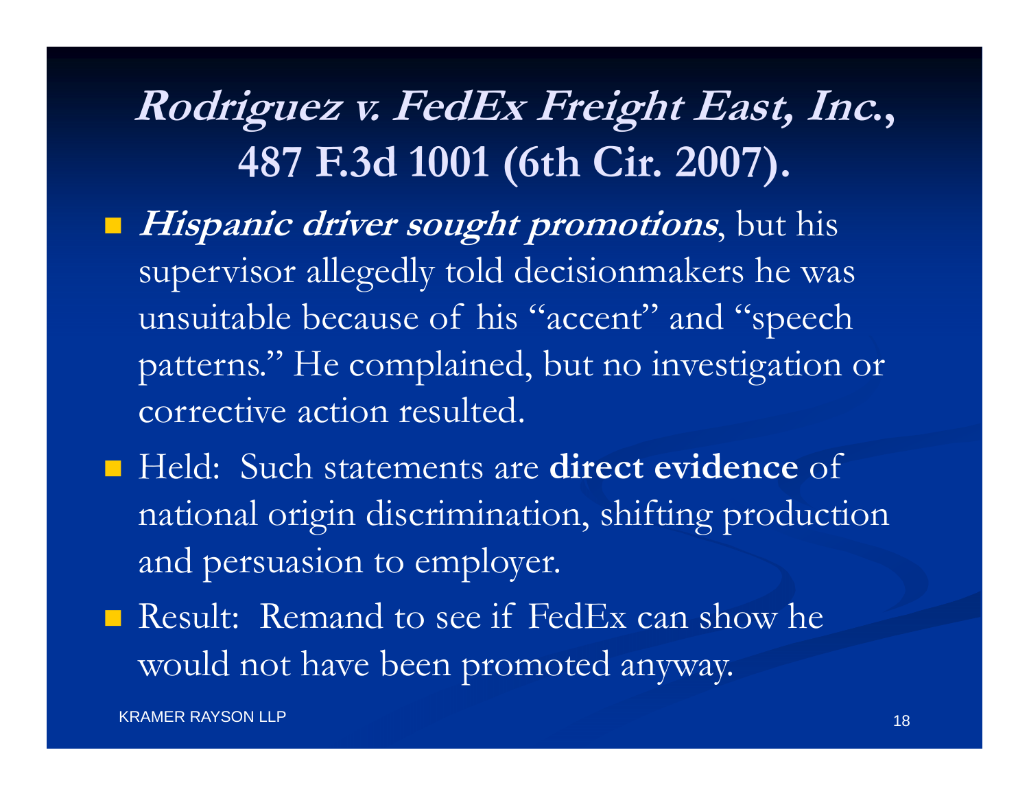# ***Rodriguez v. FedEx Freight East, Inc.*, 487 F.3d 1001 (6th Cir. 2007).**

- ***Hispanic driver sought promotions***, but his supervisor allegedly told decisionmakers he was unsuitable because of his "accent" and "speech patterns." He complained, but no investigation or corrective action resulted.
- Held: Such statements are **direct evidence** of national origin discrimination, shifting production and persuasion to employer.
- Result: Remand to see if FedEx can show he would not have been promoted anyway.

KRAMER RAYSON LLP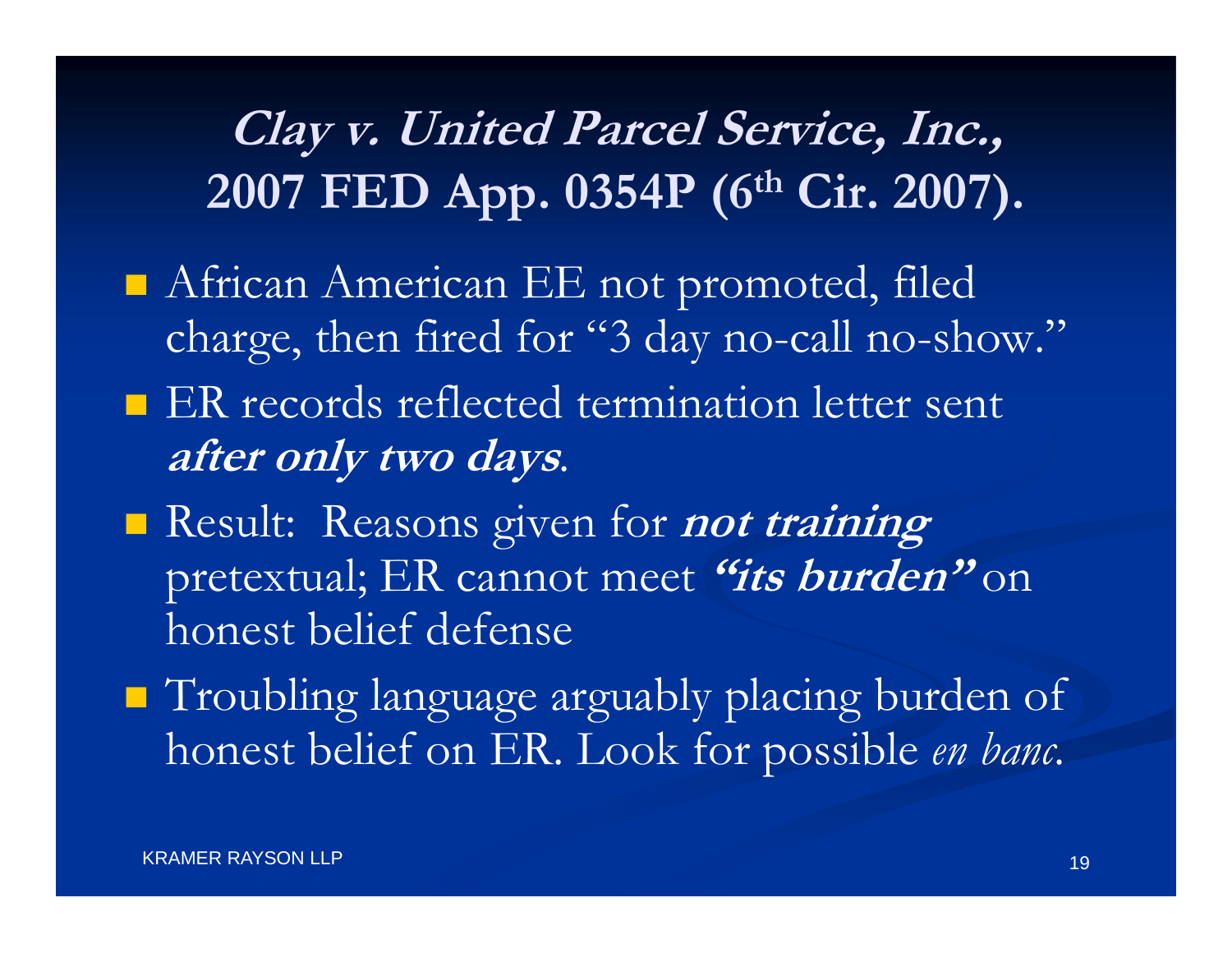# *Clay v. United Parcel Service, Inc.*, 2007 FED App. 0354P (6th Cir. 2007).

- African American EE not promoted, filed charge, then fired for "3 day no-call no-show."
- ER records reflected termination letter sent ***after only two days***.
- Result: Reasons given for ***not training*** pretextual; ER cannot meet ***"its burden"*** on honest belief defense
- Troubling language arguably placing burden of honest belief on ER. Look for possible *en banc*.

KRAMER RAYSON LLP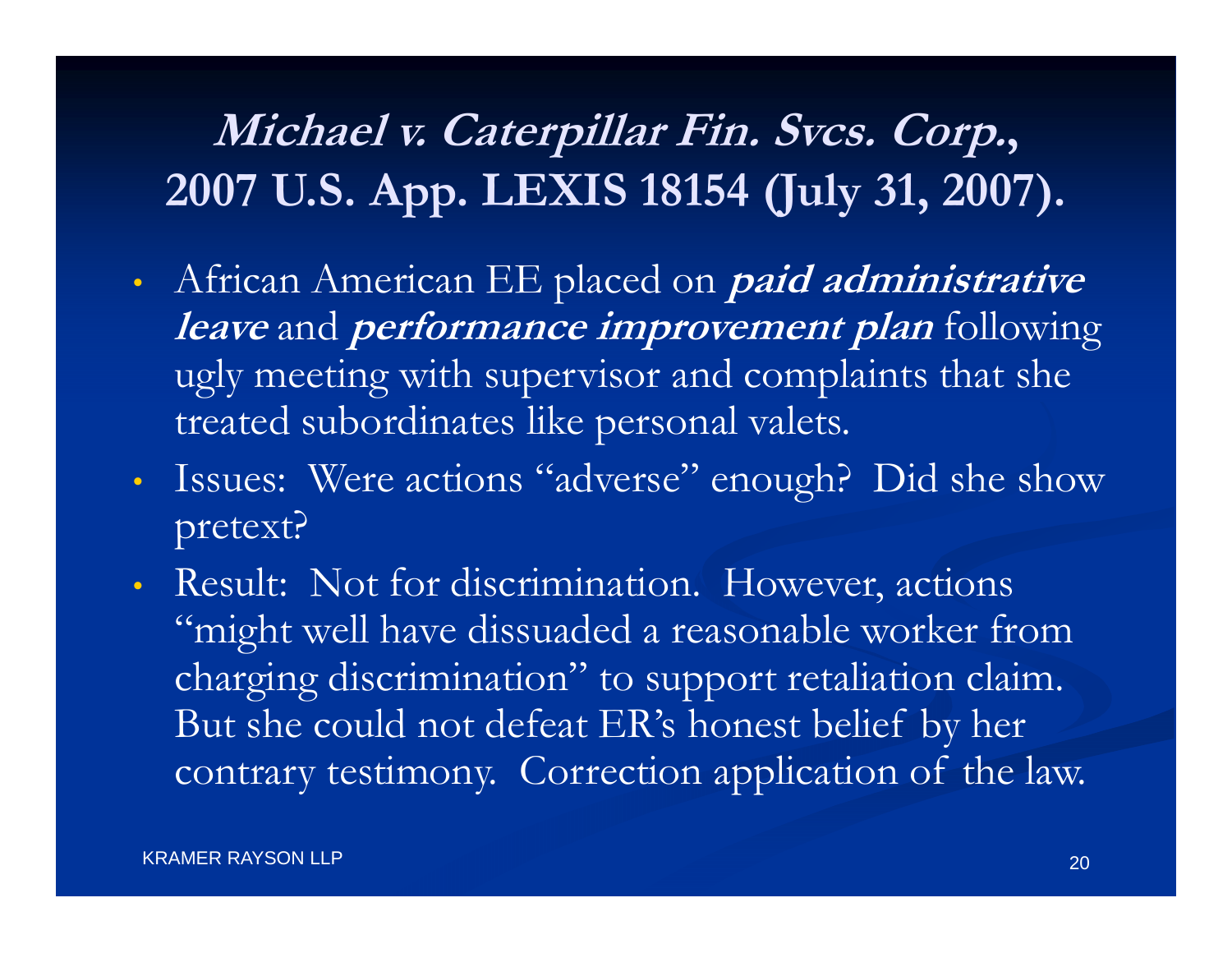# *Michael v. Caterpillar Fin. Svcs. Corp.*, 2007 U.S. App. LEXIS 18154 (July 31, 2007).

- African American EE placed on ***paid administrative leave*** and ***performance improvement plan*** following ugly meeting with supervisor and complaints that she treated subordinates like personal valets.
- Issues: Were actions "adverse" enough? Did she show pretext?
- Result: Not for discrimination. However, actions "might well have dissuaded a reasonable worker from charging discrimination" to support retaliation claim. But she could not defeat ER's honest belief by her contrary testimony. Correction application of the law.

KRAMER RAYSON LLP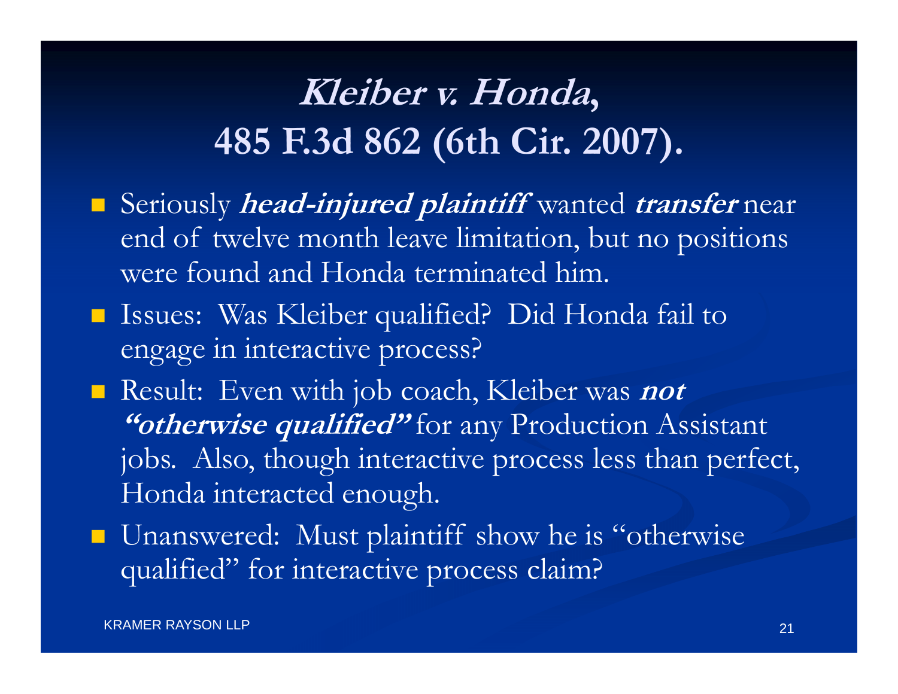# *Kleiber v. Honda*, 485 F.3d 862 (6th Cir. 2007).

- Seriously ***head-injured plaintiff*** wanted ***transfer*** near end of twelve month leave limitation, but no positions were found and Honda terminated him.
- Issues: Was Kleiber qualified? Did Honda fail to engage in interactive process?
- Result: Even with job coach, Kleiber was ***not "otherwise qualified"*** for any Production Assistant jobs. Also, though interactive process less than perfect, Honda interacted enough.
- Unanswered: Must plaintiff show he is "otherwise qualified" for interactive process claim?

KRAMER RAYSON LLP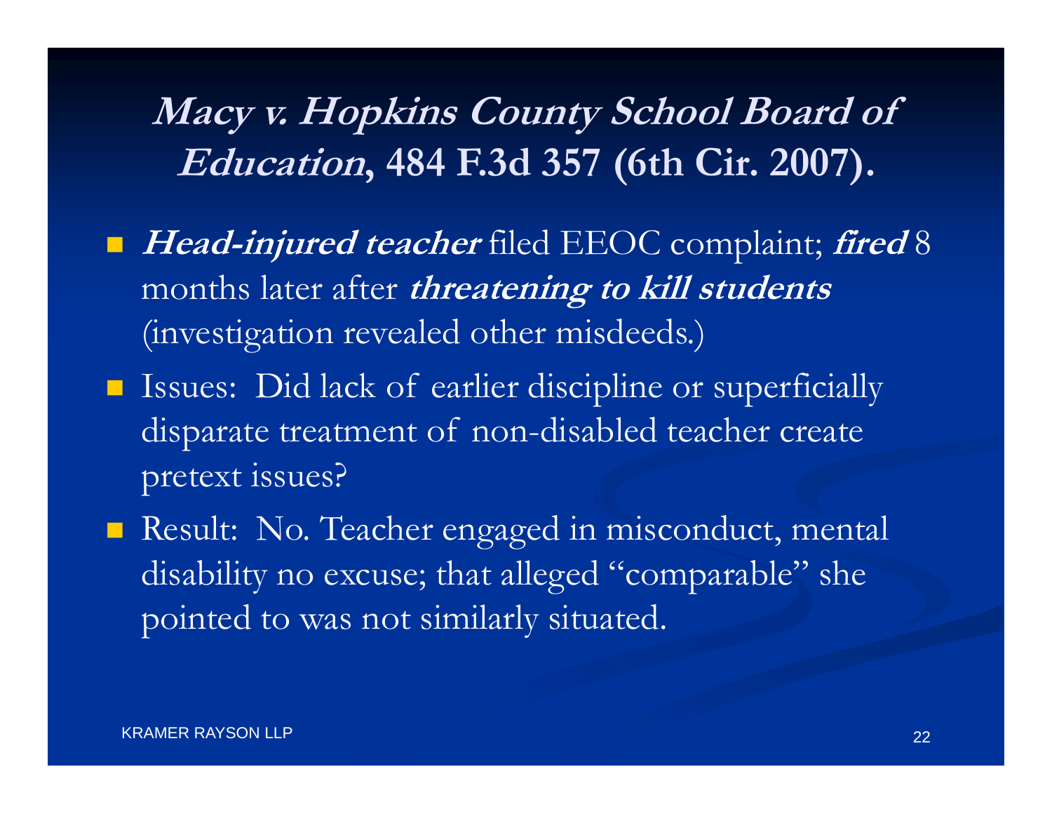# ***Macy v. Hopkins County School Board of Education*, 484 F.3d 357 (6th Cir. 2007).**

- ***Head-injured teacher*** filed EEOC complaint; ***fired*** 8 months later after ***threatening to kill students*** (investigation revealed other misdeeds.)
- Issues: Did lack of earlier discipline or superficially disparate treatment of non-disabled teacher create pretext issues?
- Result: No. Teacher engaged in misconduct, mental disability no excuse; that alleged "comparable" she pointed to was not similarly situated.

KRAMER RAYSON LLP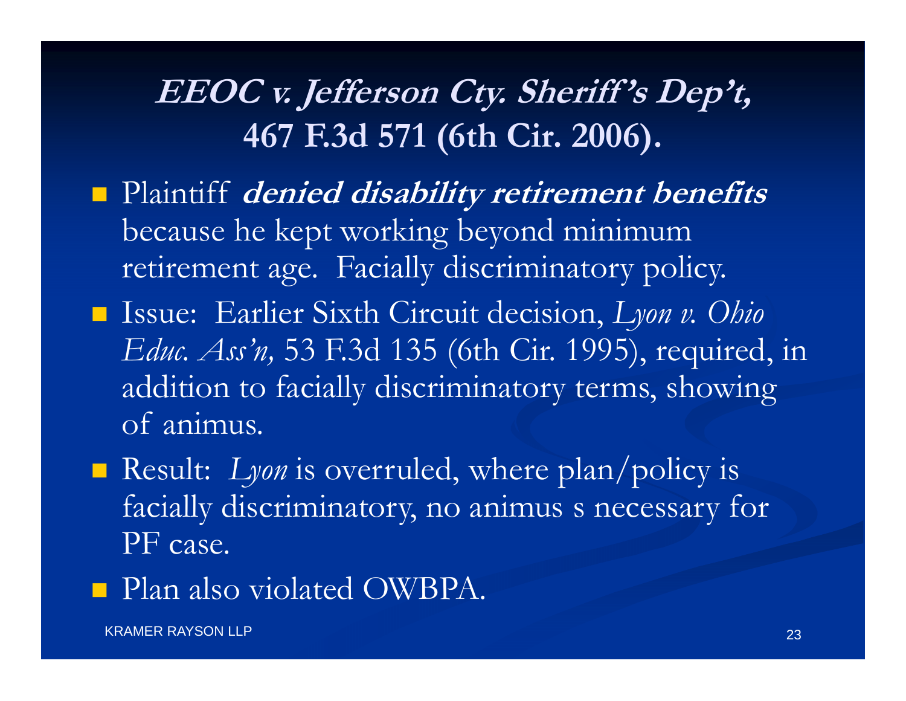## ***EEOC v. Jefferson Cty. Sheriff's Dep't,*** **467 F.3d 571 (6th Cir. 2006).**

- Plaintiff ***denied disability retirement benefits*** because he kept working beyond minimum retirement age. Facially discriminatory policy.
- Issue: Earlier Sixth Circuit decision, *Lyon v. Ohio Educ. Ass'n,* 53 F.3d 135 (6th Cir. 1995), required, in addition to facially discriminatory terms, showing of animus.
- Result: *Lyon* is overruled, where plan/policy is facially discriminatory, no animus s necessary for PF case.
- Plan also violated OWBPA.

KRAMER RAYSON LLP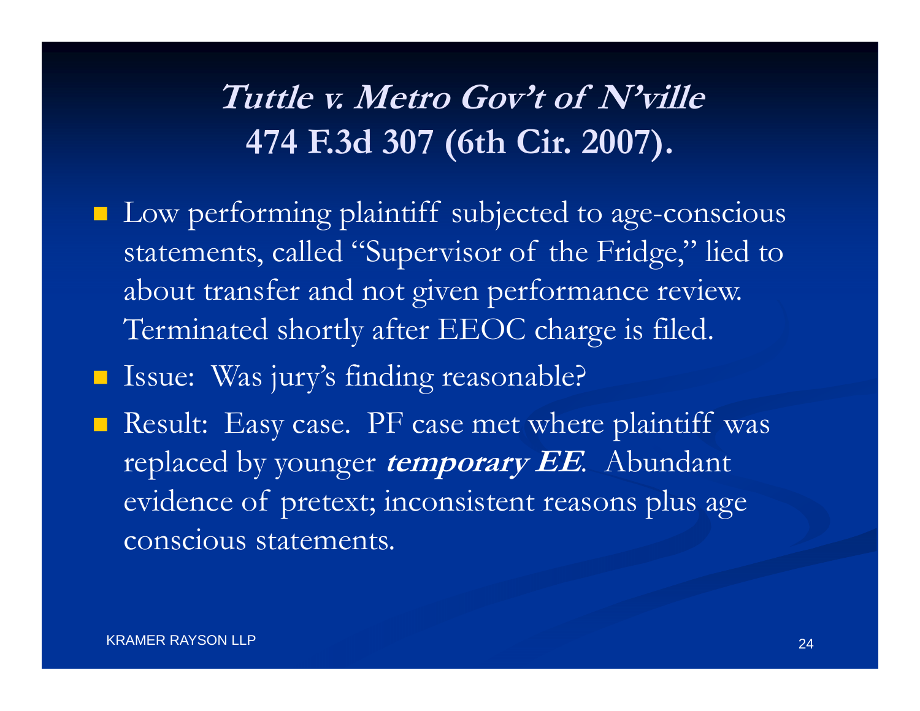## *Tuttle v. Metro Gov't of N'ville* 474 F.3d 307 (6th Cir. 2007).

- Low performing plaintiff subjected to age-conscious statements, called "Supervisor of the Fridge," lied to about transfer and not given performance review. Terminated shortly after EEOC charge is filed.
- Issue: Was jury's finding reasonable?
- Result: Easy case. PF case met where plaintiff was replaced by younger ***temporary EE***. Abundant evidence of pretext; inconsistent reasons plus age conscious statements.

KRAMER RAYSON LLP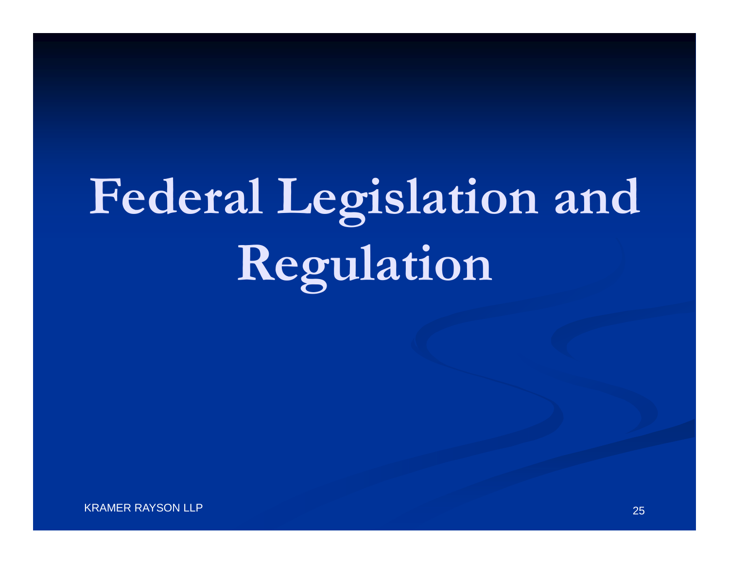# Federal Legislation and Regulation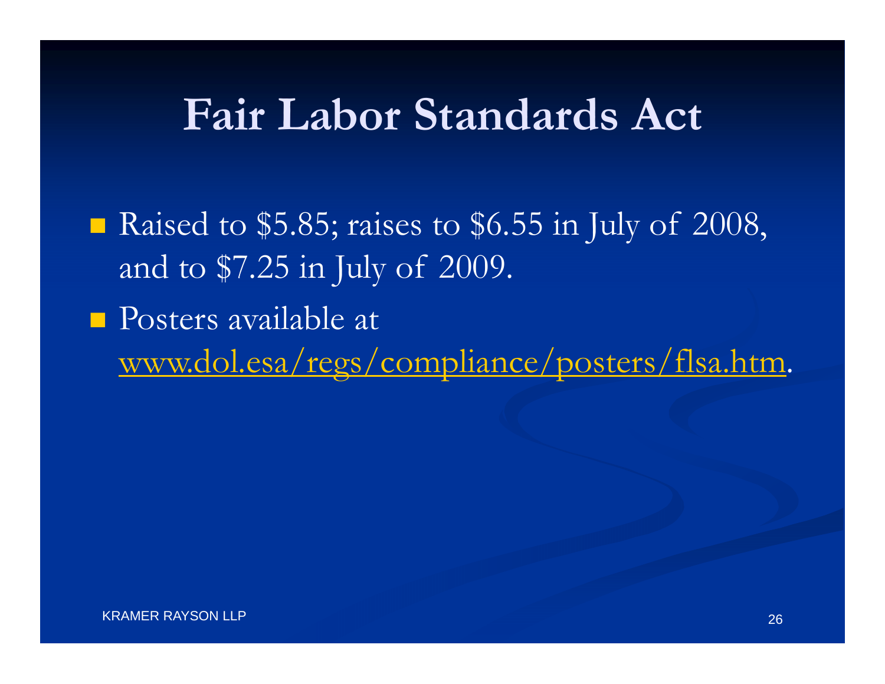# Fair Labor Standards Act

- Raised to \$5.85; raises to \$6.55 in July of 2008, and to \$7.25 in July of 2009.
- Posters available at www.dol.esa/regs/compliance/posters/flsa.htm.

KRAMER RAYSON LLP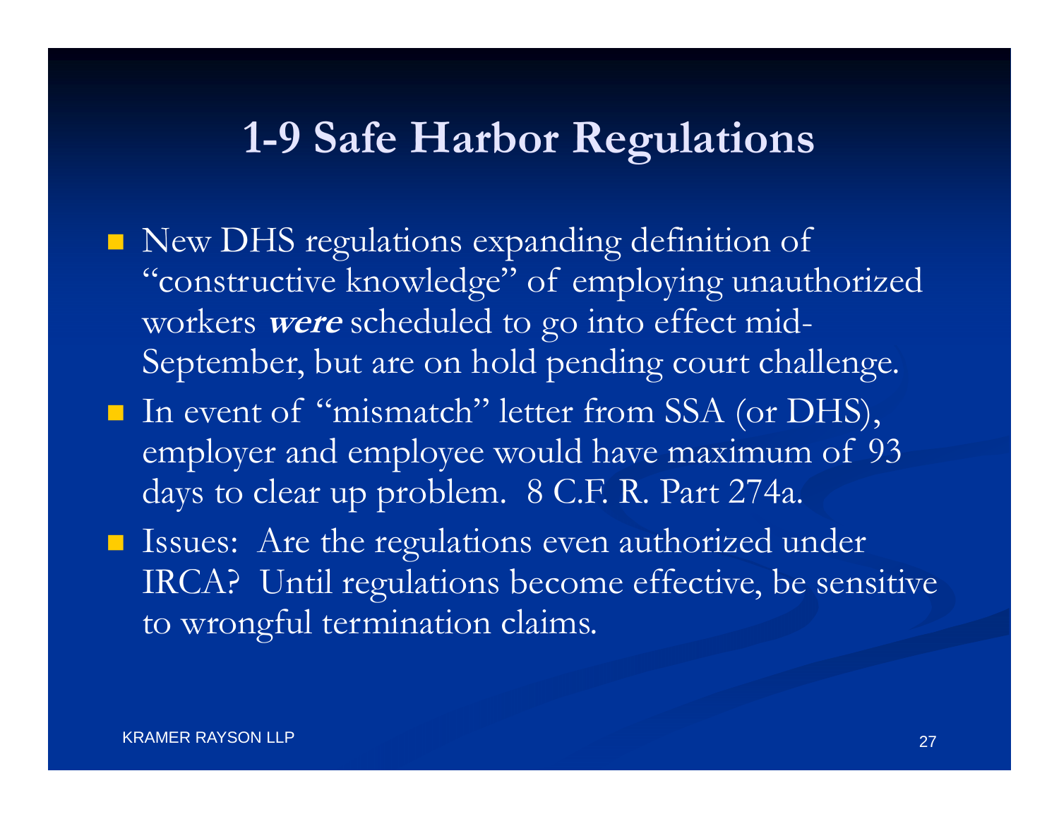# 1-9 Safe Harbor Regulations

- New DHS regulations expanding definition of "constructive knowledge" of employing unauthorized workers ***were*** scheduled to go into effect mid-September, but are on hold pending court challenge.
- In event of "mismatch" letter from SSA (or DHS), employer and employee would have maximum of 93 days to clear up problem. 8 C.F. R. Part 274a.
- Issues: Are the regulations even authorized under IRCA? Until regulations become effective, be sensitive to wrongful termination claims.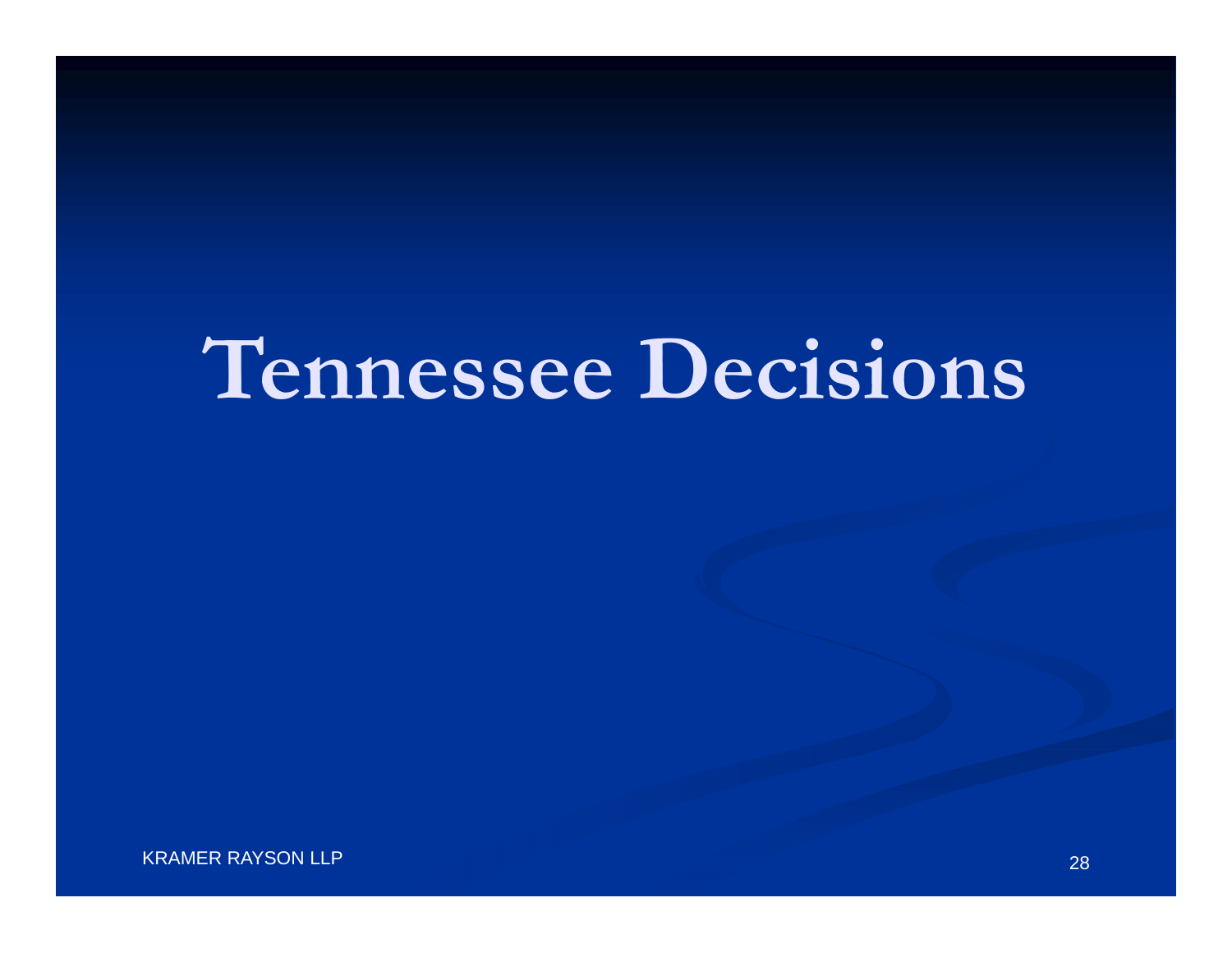# Tennessee Decisions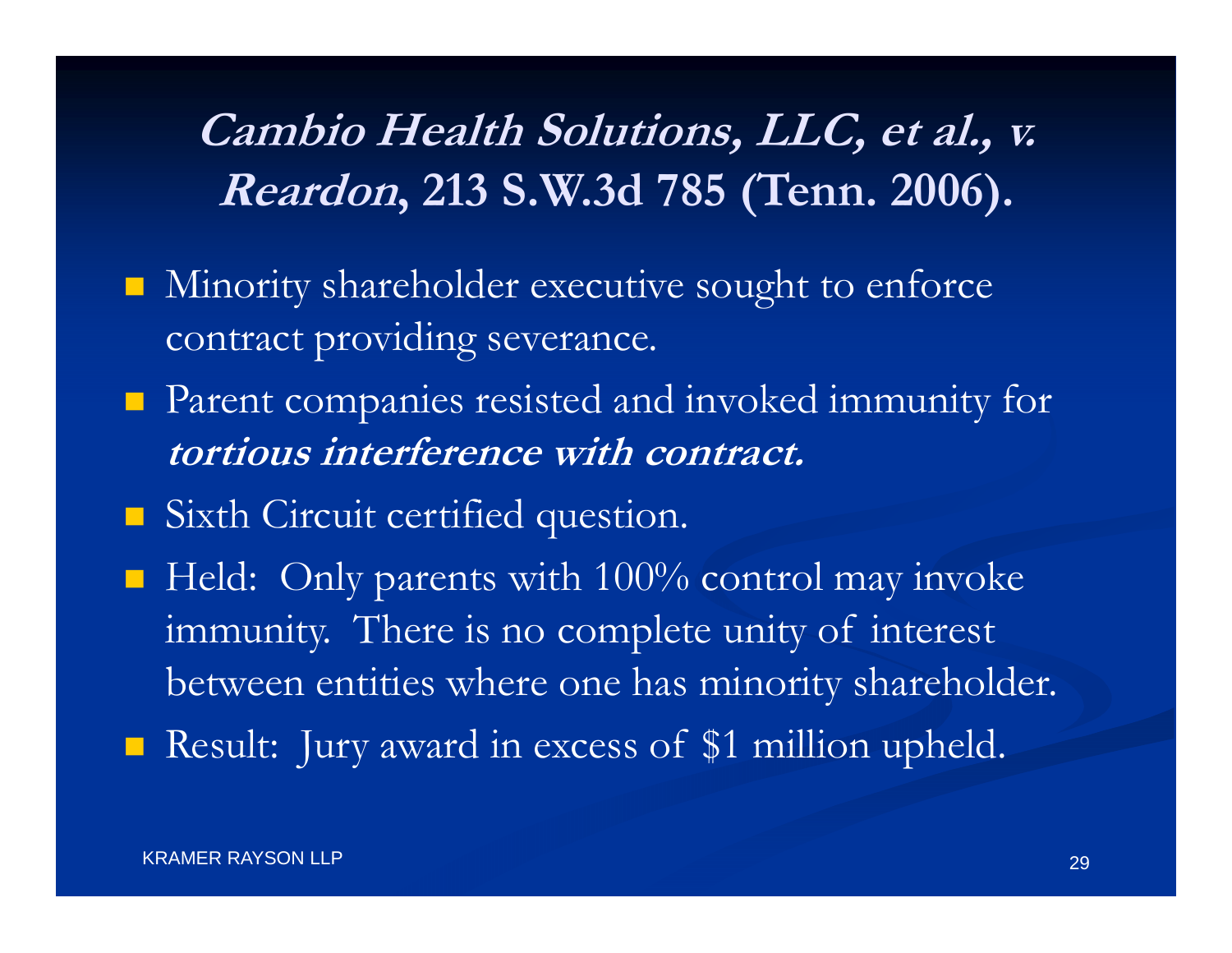## *Cambio Health Solutions, LLC, et al., v. Reardon*, 213 S.W.3d 785 (Tenn. 2006).

- Minority shareholder executive sought to enforce contract providing severance.
- Parent companies resisted and invoked immunity for ***tortious interference with contract.***
- Sixth Circuit certified question.
- Held: Only parents with 100% control may invoke immunity. There is no complete unity of interest between entities where one has minority shareholder.
- Result: Jury award in excess of $1 million upheld.

KRAMER RAYSON LLP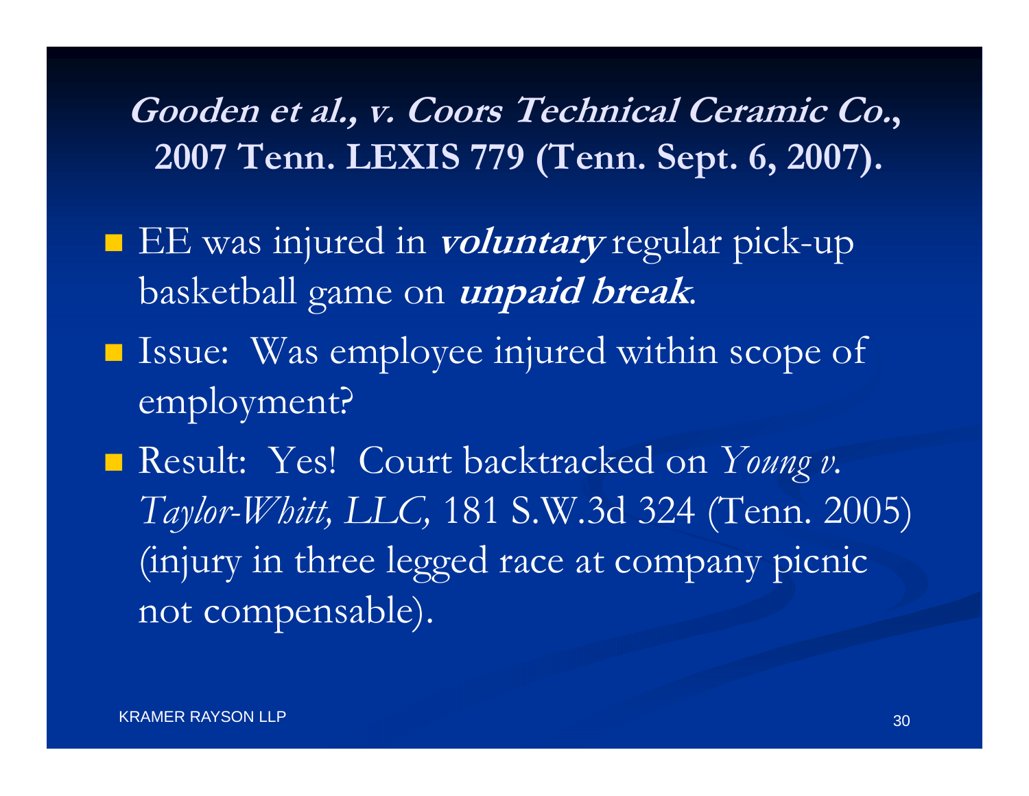## ***Gooden et al., v. Coors Technical Ceramic Co.*, 2007 Tenn. LEXIS 779 (Tenn. Sept. 6, 2007).**

- EE was injured in ***voluntary*** regular pick-up basketball game on ***unpaid break***.
- Issue: Was employee injured within scope of employment?
- Result: Yes! Court backtracked on *Young v. Taylor-Whitt, LLC,* 181 S.W.3d 324 (Tenn. 2005) (injury in three legged race at company picnic not compensable).

KRAMER RAYSON LLP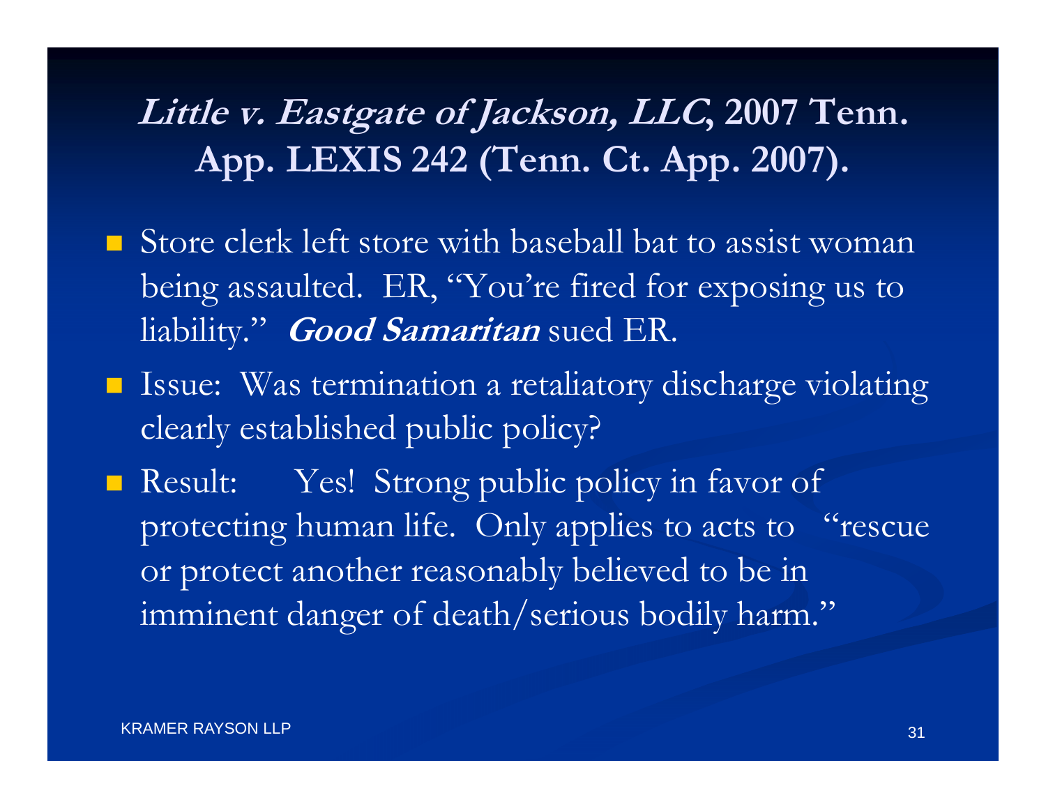## *Little v. Eastgate of Jackson, LLC*, 2007 Tenn. App. LEXIS 242 (Tenn. Ct. App. 2007).

- Store clerk left store with baseball bat to assist woman being assaulted. ER, "You're fired for exposing us to liability." ***Good Samaritan*** sued ER.
- Issue: Was termination a retaliatory discharge violating clearly established public policy?
- Result: Yes! Strong public policy in favor of protecting human life. Only applies to acts to "rescue or protect another reasonably believed to be in imminent danger of death/serious bodily harm."

KRAMER RAYSON LLP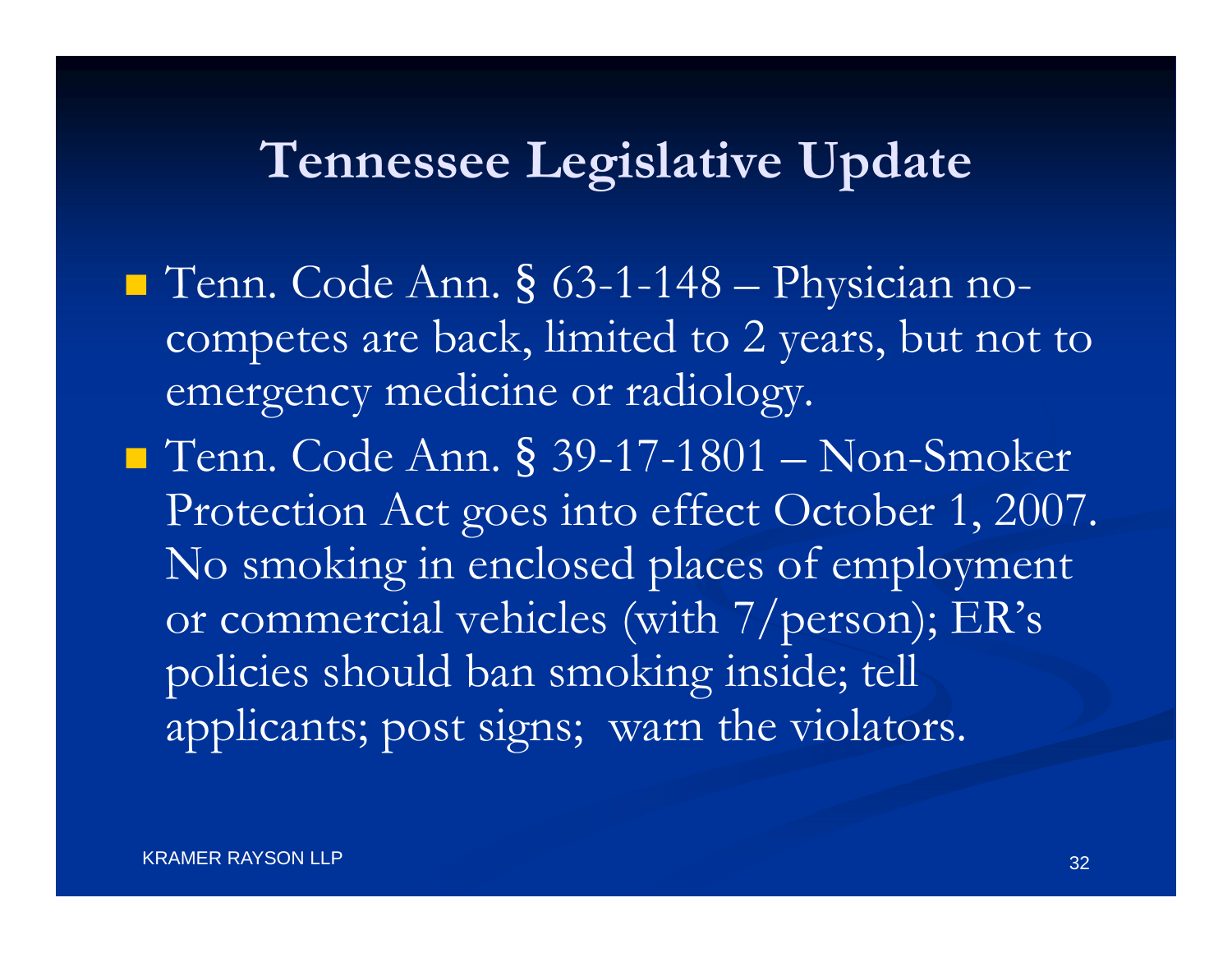# Tennessee Legislative Update

- Tenn. Code Ann. § 63-1-148 – Physician no-competes are back, limited to 2 years, but not to emergency medicine or radiology.
- Tenn. Code Ann. § 39-17-1801 – Non-Smoker Protection Act goes into effect October 1, 2007. No smoking in enclosed places of employment or commercial vehicles (with 7/person); ER's policies should ban smoking inside; tell applicants; post signs; warn the violators.

KRAMER RAYSON LLP